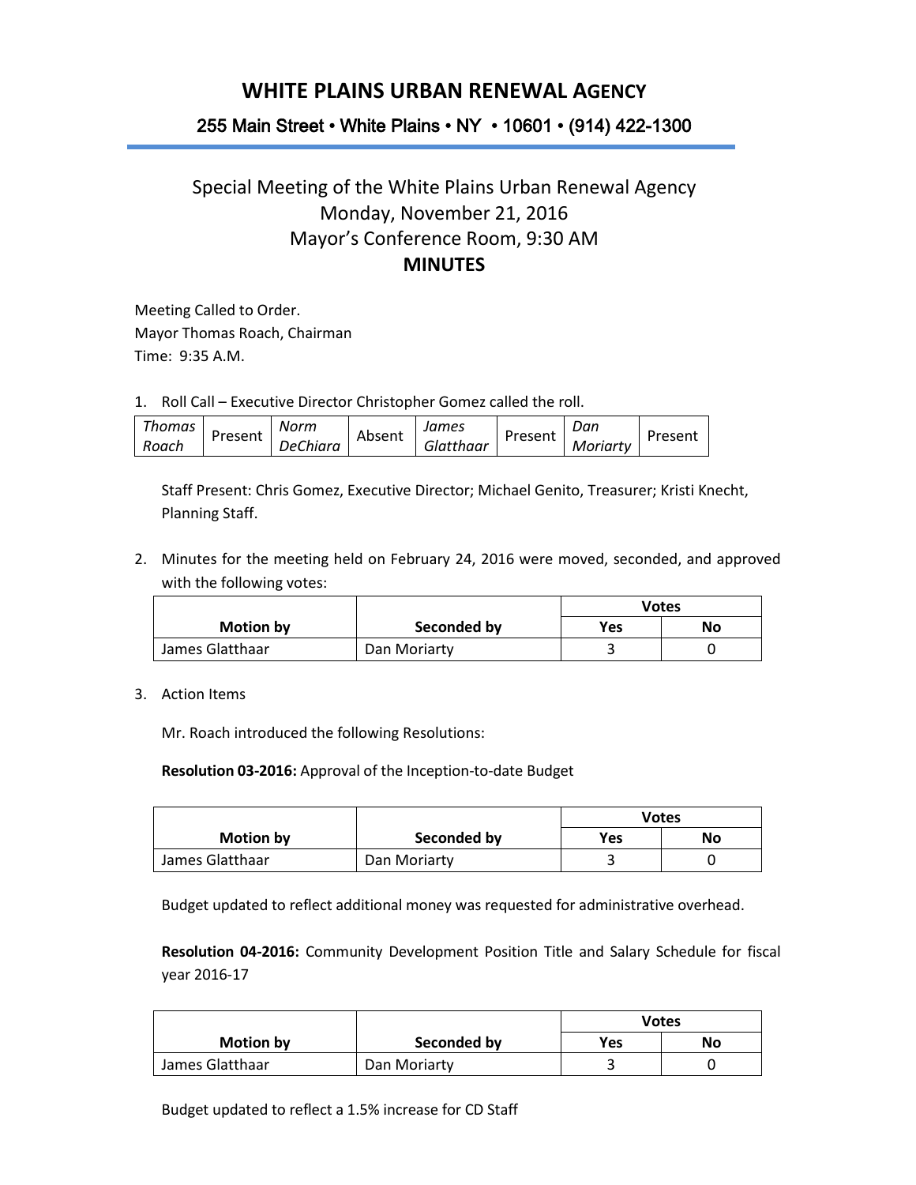# WHITE PLAINS URBAN RENEWAL AGENCY

**255 Main Street • White Plains • NY • 10601 • (914) 422-1300**

## Special Meeting of the White Plains Urban Renewal Agency
## Monday, November 21, 2016
## Mayor's Conference Room, 9:30 AM
## MINUTES

Meeting Called to Order.
Mayor Thomas Roach, Chairman
Time: 9:35 A.M.

1. Roll Call – Executive Director Christopher Gomez called the roll.

| *Thomas Roach* | Present | *Norm DeChiara* | Absent | *James Glatthaar* | Present | *Dan Moriarty* | Present |
|---|---|---|---|---|---|---|---|

Staff Present: Chris Gomez, Executive Director; Michael Genito, Treasurer; Kristi Knecht, Planning Staff.

2. Minutes for the meeting held on February 24, 2016 were moved, seconded, and approved with the following votes:

| Motion by | Seconded by | Votes | |
|---|---|---|---|
| | | Yes | No |
| James Glatthaar | Dan Moriarty | 3 | 0 |

3. Action Items

Mr. Roach introduced the following Resolutions:

**Resolution 03-2016:** Approval of the Inception-to-date Budget

| Motion by | Seconded by | Votes | |
|---|---|---|---|
| | | Yes | No |
| James Glatthaar | Dan Moriarty | 3 | 0 |

Budget updated to reflect additional money was requested for administrative overhead.

**Resolution 04-2016:** Community Development Position Title and Salary Schedule for fiscal year 2016-17

| Motion by | Seconded by | Votes | |
|---|---|---|---|
| | | Yes | No |
| James Glatthaar | Dan Moriarty | 3 | 0 |

Budget updated to reflect a 1.5% increase for CD Staff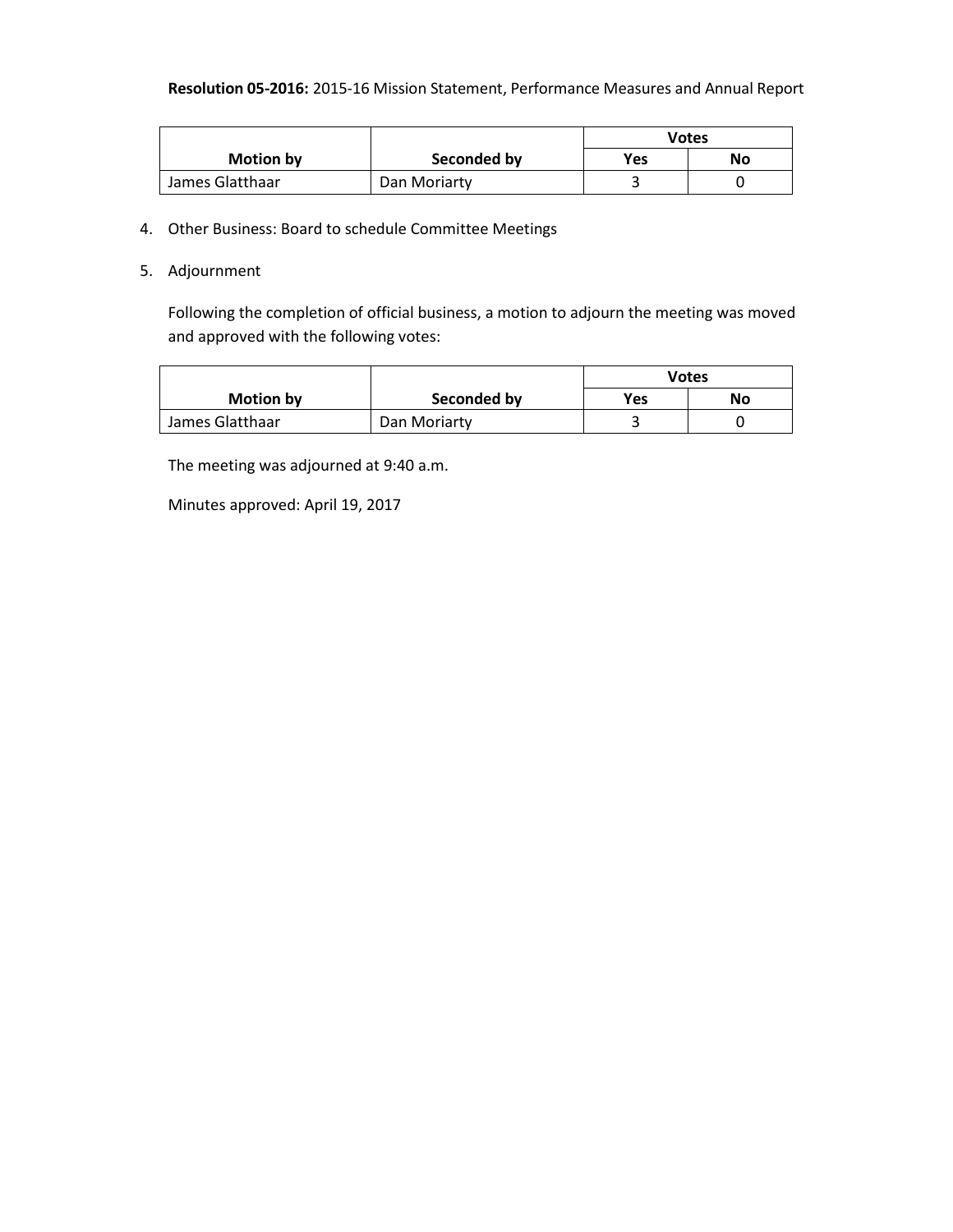**Resolution 05-2016:** 2015-16 Mission Statement, Performance Measures and Annual Report

| | | Votes | |
|---|---|---|---|
| **Motion by** | **Seconded by** | **Yes** | **No** |
| James Glatthaar | Dan Moriarty | 3 | 0 |

4. Other Business: Board to schedule Committee Meetings

5. Adjournment

   Following the completion of official business, a motion to adjourn the meeting was moved and approved with the following votes:

| | | Votes | |
|---|---|---|---|
| **Motion by** | **Seconded by** | **Yes** | **No** |
| James Glatthaar | Dan Moriarty | 3 | 0 |

The meeting was adjourned at 9:40 a.m.

Minutes approved: April 19, 2017